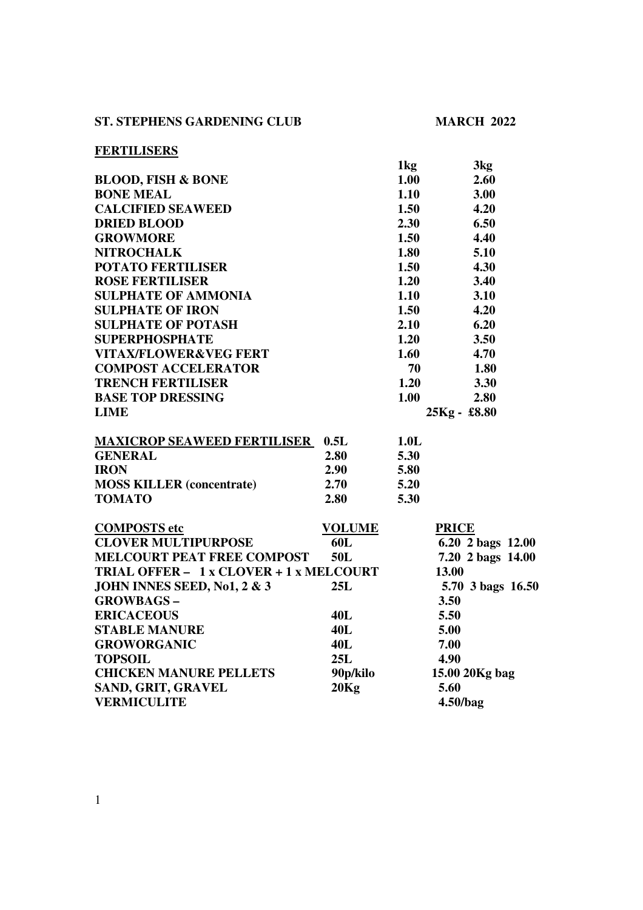**ST. STEPHENS GARDENING CLUB** **MARCH 2022**

## FERTILISERS

| | 1kg | 3kg |
|---|---|---|
| **BLOOD, FISH & BONE** | 1.00 | 2.60 |
| **BONE MEAL** | 1.10 | 3.00 |
| **CALCIFIED SEAWEED** | 1.50 | 4.20 |
| **DRIED BLOOD** | 2.30 | 6.50 |
| **GROWMORE** | 1.50 | 4.40 |
| **NITROCHALK** | 1.80 | 5.10 |
| **POTATO FERTILISER** | 1.50 | 4.30 |
| **ROSE FERTILISER** | 1.20 | 3.40 |
| **SULPHATE OF AMMONIA** | 1.10 | 3.10 |
| **SULPHATE OF IRON** | 1.50 | 4.20 |
| **SULPHATE OF POTASH** | 2.10 | 6.20 |
| **SUPERPHOSPHATE** | 1.20 | 3.50 |
| **VITAX/FLOWER&VEG FERT** | 1.60 | 4.70 |
| **COMPOST ACCELERATOR** | 70 | 1.80 |
| **TRENCH FERTILISER** | 1.20 | 3.30 |
| **BASE TOP DRESSING** | 1.00 | 2.80 |
| **LIME** | 25Kg - £8.80 | |

| **MAXICROP SEAWEED FERTILISER** | 0.5L | 1.0L |
|---|---|---|
| **GENERAL** | 2.80 | 5.30 |
| **IRON** | 2.90 | 5.80 |
| **MOSS KILLER (concentrate)** | 2.70 | 5.20 |
| **TOMATO** | 2.80 | 5.30 |

| **COMPOSTS etc** | **VOLUME** | **PRICE** |
|---|---|---|
| **CLOVER MULTIPURPOSE** | 60L | 6.20 2 bags 12.00 |
| **MELCOURT PEAT FREE COMPOST** | 50L | 7.20 2 bags 14.00 |
| **TRIAL OFFER – 1 x CLOVER + 1 x MELCOURT** | | 13.00 |
| **JOHN INNES SEED, No1, 2 & 3** | 25L | 5.70 3 bags 16.50 |
| **GROWBAGS –** | | 3.50 |
| **ERICACEOUS** | 40L | 5.50 |
| **STABLE MANURE** | 40L | 5.00 |
| **GROWORGANIC** | 40L | 7.00 |
| **TOPSOIL** | 25L | 4.90 |
| **CHICKEN MANURE PELLETS** | 90p/kilo | 15.00 20Kg bag |
| **SAND, GRIT, GRAVEL** | 20Kg | 5.60 |
| **VERMICULITE** | | 4.50/bag |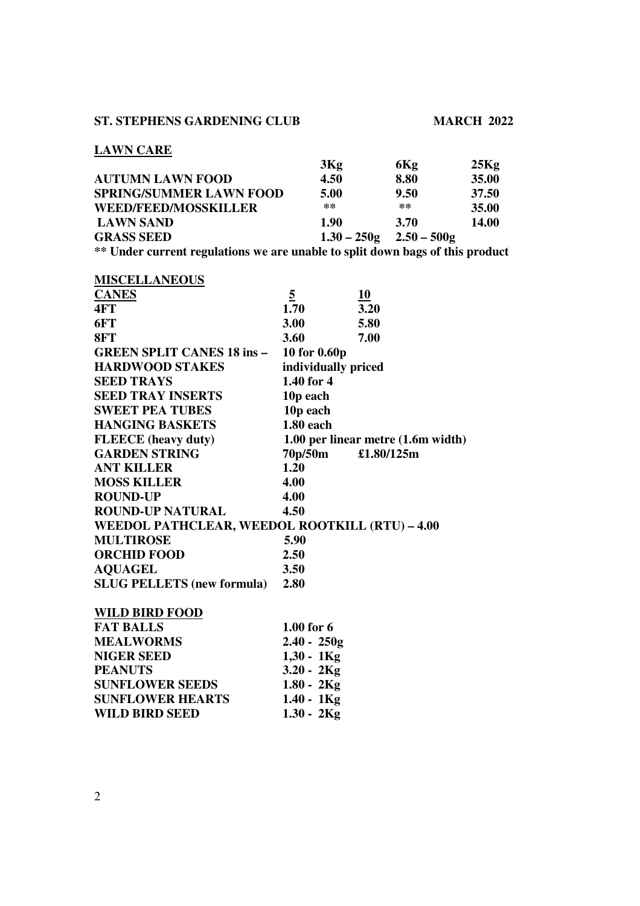**ST. STEPHENS GARDENING CLUB** **MARCH 2022**

## LAWN CARE

| | 3Kg | 6Kg | 25Kg |
|---|---|---|---|
| **AUTUMN LAWN FOOD** | 4.50 | 8.80 | 35.00 |
| **SPRING/SUMMER LAWN FOOD** | 5.00 | 9.50 | 37.50 |
| **WEED/FEED/MOSSKILLER** | ** | ** | 35.00 |
| **LAWN SAND** | 1.90 | 3.70 | 14.00 |
| **GRASS SEED** | 1.30 – 250g | 2.50 – 500g | |

**** Under current regulations we are unable to split down bags of this product**

## MISCELLANEOUS

| CANES | 5 | 10 |
|---|---|---|
| **4FT** | 1.70 | 3.20 |
| **6FT** | 3.00 | 5.80 |
| **8FT** | 3.60 | 7.00 |

| | |
|---|---|
| **GREEN SPLIT CANES 18 ins –** | 10 for 0.60p |
| **HARDWOOD STAKES** | individually priced |
| **SEED TRAYS** | 1.40 for 4 |
| **SEED TRAY INSERTS** | 10p each |
| **SWEET PEA TUBES** | 10p each |
| **HANGING BASKETS** | 1.80 each |
| **FLEECE (heavy duty)** | 1.00 per linear metre (1.6m width) |
| **GARDEN STRING** | 70p/50m £1.80/125m |
| **ANT KILLER** | 1.20 |
| **MOSS KILLER** | 4.00 |
| **ROUND-UP** | 4.00 |
| **ROUND-UP NATURAL** | 4.50 |

**WEEDOL PATHCLEAR, WEEDOL ROOTKILL (RTU) – 4.00**

| | |
|---|---|
| **MULTIROSE** | 5.90 |
| **ORCHID FOOD** | 2.50 |
| **AQUAGEL** | 3.50 |
| **SLUG PELLETS (new formula)** | 2.80 |

## WILD BIRD FOOD

| | |
|---|---|
| **FAT BALLS** | 1.00 for 6 |
| **MEALWORMS** | 2.40 - 250g |
| **NIGER SEED** | 1,30 - 1Kg |
| **PEANUTS** | 3.20 - 2Kg |
| **SUNFLOWER SEEDS** | 1.80 - 2Kg |
| **SUNFLOWER HEARTS** | 1.40 - 1Kg |
| **WILD BIRD SEED** | 1.30 - 2Kg |